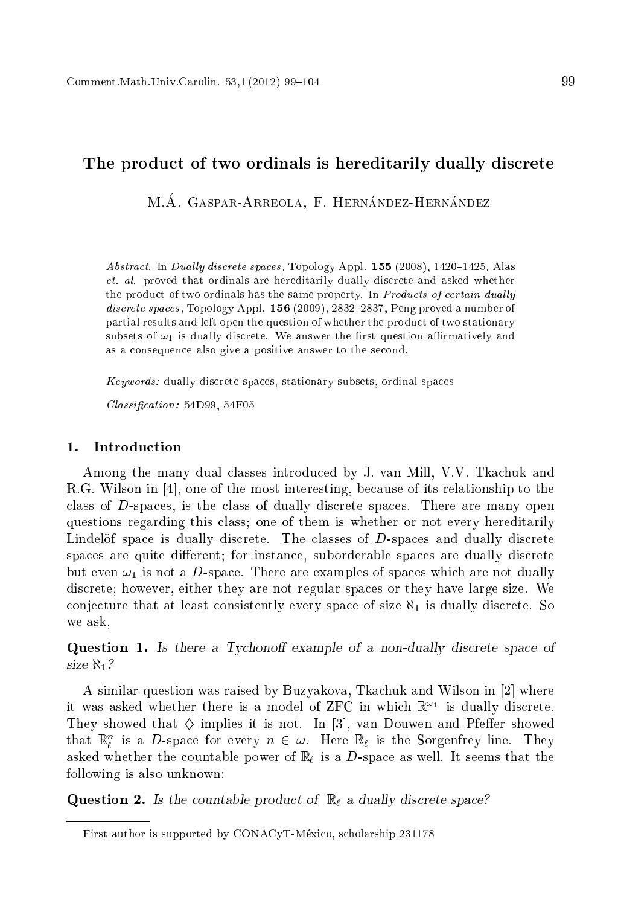# The product of two ordinals is hereditarily dually discrete

M.Á. Gaspar-Arreola, F. Hernández-Hernández

*Abstract.* In *Dually discrete spaces*, Topology Appl. **155** (2008), 1420–1425, Alas *et. al.* proved that ordinals are hereditarily dually discrete and asked whether the product of two ordinals has the same property. In *Products of certain dually discrete spaces*, Topology Appl. **156** (2009), 2832–2837, Peng proved a number of partial results and left open the question of whether the product of two stationary subsets of $\omega_1$ is dually discrete. We answer the first question affirmatively and as a consequence also give a positive answer to the second.

*Keywords:* dually discrete spaces, stationary subsets, ordinal spaces

*Classification:* 54D99, 54F05

## 1. Introduction

Among the many dual classes introduced by J. van Mill, V.V. Tkachuk and R.G. Wilson in [4], one of the most interesting, because of its relationship to the class of $D$-spaces, is the class of dually discrete spaces. There are many open questions regarding this class; one of them is whether or not every hereditarily Lindelöf space is dually discrete. The classes of $D$-spaces and dually discrete spaces are quite different; for instance, suborderable spaces are dually discrete but even $\omega_1$ is not a $D$-space. There are examples of spaces which are not dually discrete; however, either they are not regular spaces or they have large size. We conjecture that at least consistently every space of size $\aleph_1$ is dually discrete. So we ask,

**Question 1.** *Is there a Tychonoff example of a non-dually discrete space of size $\aleph_1$?*

A similar question was raised by Buzyakova, Tkachuk and Wilson in [2] where it was asked whether there is a model of ZFC in which $\mathbb{R}^{\omega_1}$ is dually discrete. They showed that $\diamondsuit$ implies it is not. In [3], van Douwen and Pfeffer showed that $\mathbb{R}_\ell^n$ is a $D$-space for every $n \in \omega$. Here $\mathbb{R}_\ell$ is the Sorgenfrey line. They asked whether the countable power of $\mathbb{R}_\ell$ is a $D$-space as well. It seems that the following is also unknown:

**Question 2.** *Is the countable product of $\mathbb{R}_\ell$ a dually discrete space?*

First author is supported by CONACyT-México, scholarship 231178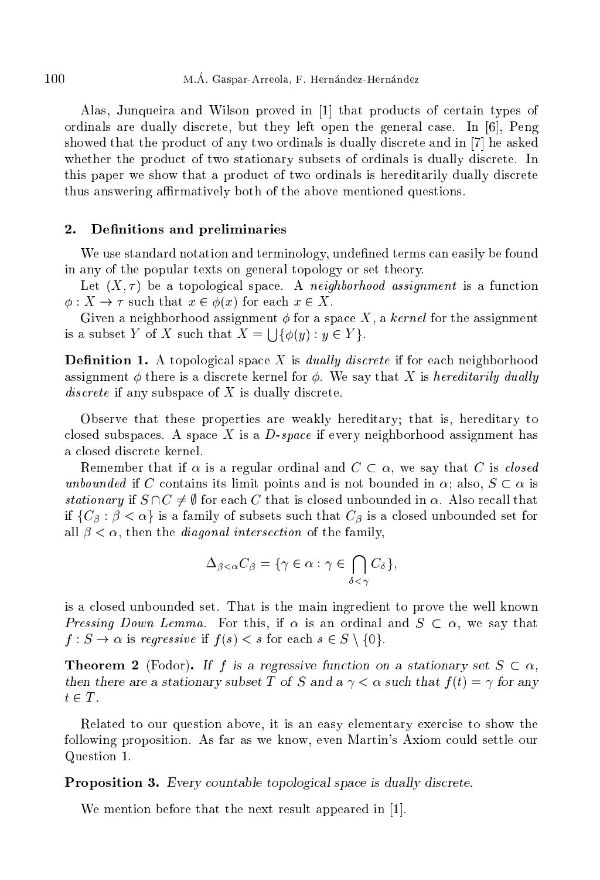Alas, Junqueira and Wilson proved in [1] that products of certain types of ordinals are dually discrete, but they left open the general case. In [6], Peng showed that the product of any two ordinals is dually discrete and in [7] he asked whether the product of two stationary subsets of ordinals is dually discrete. In this paper we show that a product of two ordinals is hereditarily dually discrete thus answering affirmatively both of the above mentioned questions.

## 2. Definitions and preliminaries

We use standard notation and terminology, undefined terms can easily be found in any of the popular texts on general topology or set theory.

Let $(X, \tau)$ be a topological space. A *neighborhood assignment* is a function $\phi : X \to \tau$ such that $x \in \phi(x)$ for each $x \in X$.

Given a neighborhood assignment $\phi$ for a space $X$, a *kernel* for the assignment is a subset $Y$ of $X$ such that $X = \bigcup\{\phi(y) : y \in Y\}$.

**Definition 1.** A topological space $X$ is *dually discrete* if for each neighborhood assignment $\phi$ there is a discrete kernel for $\phi$. We say that $X$ is *hereditarily dually discrete* if any subspace of $X$ is dually discrete.

Observe that these properties are weakly hereditary; that is, hereditary to closed subspaces. A space $X$ is a *D-space* if every neighborhood assignment has a closed discrete kernel.

Remember that if $\alpha$ is a regular ordinal and $C \subset \alpha$, we say that $C$ is *closed unbounded* if $C$ contains its limit points and is not bounded in $\alpha$; also, $S \subset \alpha$ is *stationary* if $S \cap C \neq \emptyset$ for each $C$ that is closed unbounded in $\alpha$. Also recall that if $\{C_\beta : \beta < \alpha\}$ is a family of subsets such that $C_\beta$ is a closed unbounded set for all $\beta < \alpha$, then the *diagonal intersection* of the family,

$$\Delta_{\beta<\alpha} C_\beta = \{\gamma \in \alpha : \gamma \in \bigcap_{\delta<\gamma} C_\delta\},$$

is a closed unbounded set. That is the main ingredient to prove the well known *Pressing Down Lemma*. For this, if $\alpha$ is an ordinal and $S \subset \alpha$, we say that $f : S \to \alpha$ is *regressive* if $f(s) < s$ for each $s \in S \setminus \{0\}$.

**Theorem 2** (Fodor)**.** *If $f$ is a regressive function on a stationary set $S \subset \alpha$, then there are a stationary subset $T$ of $S$ and a $\gamma < \alpha$ such that $f(t) = \gamma$ for any $t \in T$.*

Related to our question above, it is an easy elementary exercise to show the following proposition. As far as we know, even Martin's Axiom could settle our Question 1.

**Proposition 3.** *Every countable topological space is dually discrete.*

We mention before that the next result appeared in [1].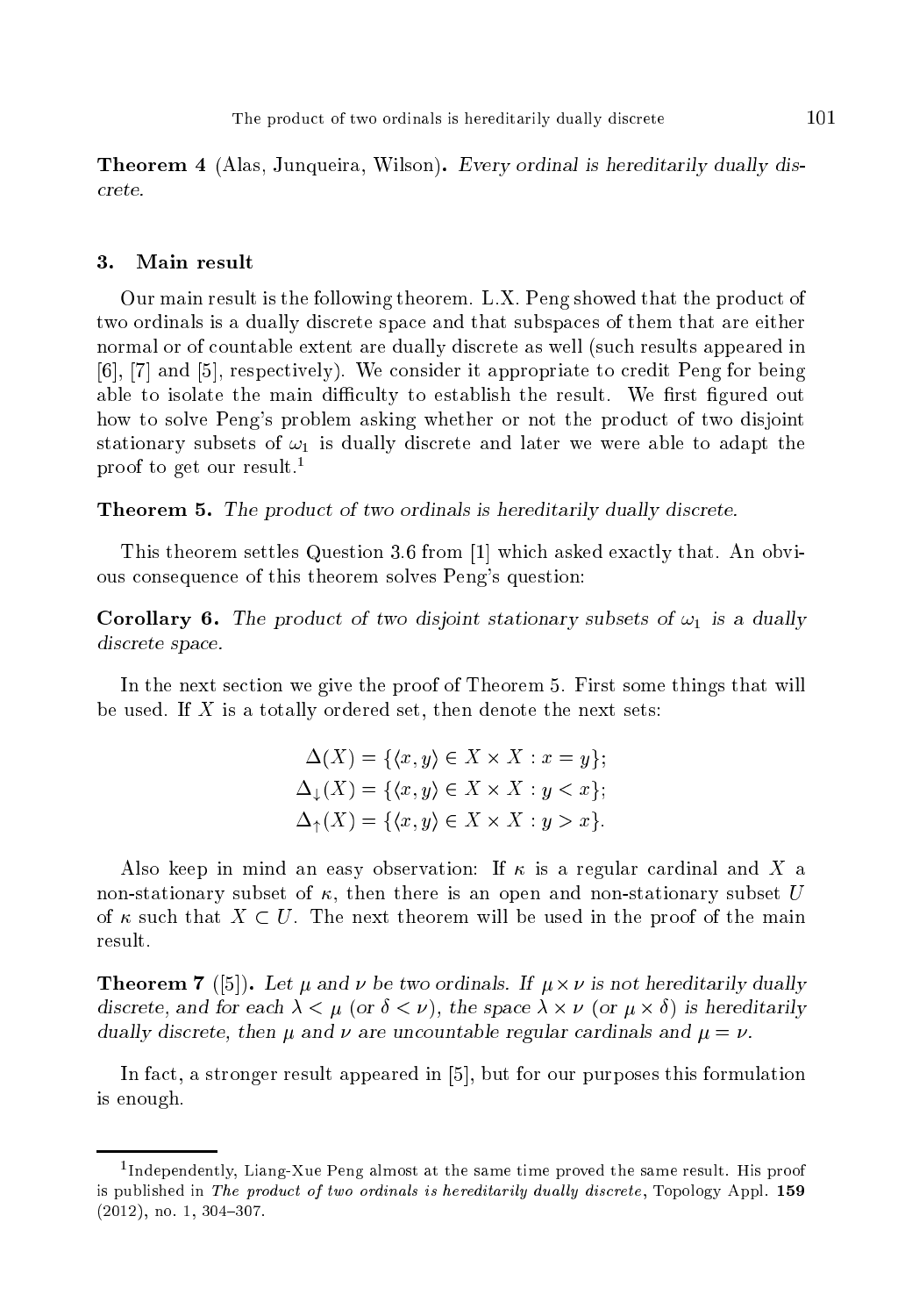**Theorem 4** (Alas, Junqueira, Wilson). *Every ordinal is hereditarily dually discrete.*

## 3. Main result

Our main result is the following theorem. L.X. Peng showed that the product of two ordinals is a dually discrete space and that subspaces of them that are either normal or of countable extent are dually discrete as well (such results appeared in [6], [7] and [5], respectively). We consider it appropriate to credit Peng for being able to isolate the main difficulty to establish the result. We first figured out how to solve Peng's problem asking whether or not the product of two disjoint stationary subsets of $\omega_1$ is dually discrete and later we were able to adapt the proof to get our result.[1]

**Theorem 5.** *The product of two ordinals is hereditarily dually discrete.*

This theorem settles Question 3.6 from [1] which asked exactly that. An obvious consequence of this theorem solves Peng's question:

**Corollary 6.** *The product of two disjoint stationary subsets of $\omega_1$ is a dually discrete space.*

In the next section we give the proof of Theorem 5. First some things that will be used. If $X$ is a totally ordered set, then denote the next sets:

$$\Delta(X) = \{\langle x, y\rangle \in X \times X : x = y\};$$
$$\Delta_{\downarrow}(X) = \{\langle x, y\rangle \in X \times X : y < x\};$$
$$\Delta_{\uparrow}(X) = \{\langle x, y\rangle \in X \times X : y > x\}.$$

Also keep in mind an easy observation: If $\kappa$ is a regular cardinal and $X$ a non-stationary subset of $\kappa$, then there is an open and non-stationary subset $U$ of $\kappa$ such that $X \subset U$. The next theorem will be used in the proof of the main result.

**Theorem 7** ([5]). *Let $\mu$ and $\nu$ be two ordinals. If $\mu \times \nu$ is not hereditarily dually discrete, and for each $\lambda < \mu$ (or $\delta < \nu$), the space $\lambda \times \nu$ (or $\mu \times \delta$) is hereditarily dually discrete, then $\mu$ and $\nu$ are uncountable regular cardinals and $\mu = \nu$.*

In fact, a stronger result appeared in [5], but for our purposes this formulation is enough.

[1] Independently, Liang-Xue Peng almost at the same time proved the same result. His proof is published in *The product of two ordinals is hereditarily dually discrete*, Topology Appl. **159** (2012), no. 1, 304–307.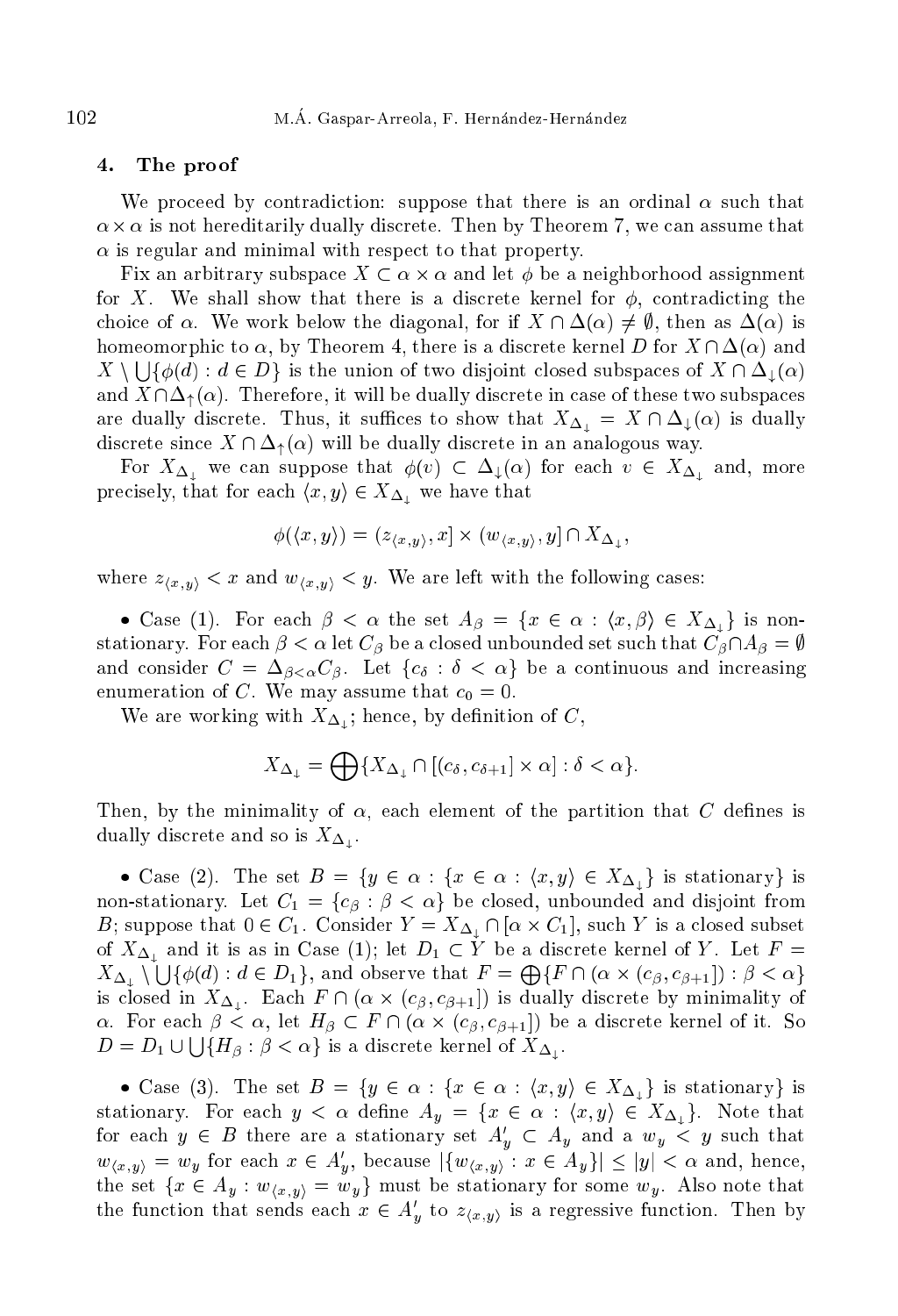## 4. The proof

We proceed by contradiction: suppose that there is an ordinal $\alpha$ such that $\alpha \times \alpha$ is not hereditarily dually discrete. Then by Theorem 7, we can assume that $\alpha$ is regular and minimal with respect to that property.

Fix an arbitrary subspace $X \subset \alpha \times \alpha$ and let $\phi$ be a neighborhood assignment for $X$. We shall show that there is a discrete kernel for $\phi$, contradicting the choice of $\alpha$. We work below the diagonal, for if $X \cap \Delta(\alpha) \neq \emptyset$, then as $\Delta(\alpha)$ is homeomorphic to $\alpha$, by Theorem 4, there is a discrete kernel $D$ for $X \cap \Delta(\alpha)$ and $X \setminus \bigcup\{\phi(d) : d \in D\}$ is the union of two disjoint closed subspaces of $X \cap \Delta_{\downarrow}(\alpha)$ and $X \cap \Delta_{\uparrow}(\alpha)$. Therefore, it will be dually discrete in case of these two subspaces are dually discrete. Thus, it suffices to show that $X_{\Delta_{\downarrow}} = X \cap \Delta_{\downarrow}(\alpha)$ is dually discrete since $X \cap \Delta_{\uparrow}(\alpha)$ will be dually discrete in an analogous way.

For $X_{\Delta_{\downarrow}}$ we can suppose that $\phi(v) \subset \Delta_{\downarrow}(\alpha)$ for each $v \in X_{\Delta_{\downarrow}}$ and, more precisely, that for each $\langle x, y\rangle \in X_{\Delta_{\downarrow}}$ we have that

$$\phi(\langle x, y\rangle) = (z_{\langle x,y\rangle}, x] \times (w_{\langle x,y\rangle}, y] \cap X_{\Delta_{\downarrow}},$$

where $z_{\langle x,y\rangle} < x$ and $w_{\langle x,y\rangle} < y$. We are left with the following cases:

- Case (1). For each $\beta < \alpha$ the set $A_\beta = \{x \in \alpha : \langle x, \beta\rangle \in X_{\Delta_{\downarrow}}\}$ is non-stationary. For each $\beta < \alpha$ let $C_\beta$ be a closed unbounded set such that $C_\beta \cap A_\beta = \emptyset$ and consider $C = \Delta_{\beta<\alpha} C_\beta$. Let $\{c_\delta : \delta < \alpha\}$ be a continuous and increasing enumeration of $C$. We may assume that $c_0 = 0$.

We are working with $X_{\Delta_{\downarrow}}$; hence, by definition of $C$,

$$X_{\Delta_{\downarrow}} = \bigoplus\{X_{\Delta_{\downarrow}} \cap [(c_\delta, c_{\delta+1}] \times \alpha] : \delta < \alpha\}.$$

Then, by the minimality of $\alpha$, each element of the partition that $C$ defines is dually discrete and so is $X_{\Delta_{\downarrow}}$.

- Case (2). The set $B = \{y \in \alpha : \{x \in \alpha : \langle x, y\rangle \in X_{\Delta_{\downarrow}}\}$ is stationary$\}$ is non-stationary. Let $C_1 = \{c_\beta : \beta < \alpha\}$ be closed, unbounded and disjoint from $B$; suppose that $0 \in C_1$. Consider $Y = X_{\Delta_{\downarrow}} \cap [\alpha \times C_1]$, such $Y$ is a closed subset of $X_{\Delta_{\downarrow}}$ and it is as in Case (1); let $D_1 \subset Y$ be a discrete kernel of $Y$. Let $F = X_{\Delta_{\downarrow}} \setminus \bigcup\{\phi(d) : d \in D_1\}$, and observe that $F = \bigoplus\{F \cap (\alpha \times (c_\beta, c_{\beta+1}]) : \beta < \alpha\}$ is closed in $X_{\Delta_{\downarrow}}$. Each $F \cap (\alpha \times (c_\beta, c_{\beta+1}])$ is dually discrete by minimality of $\alpha$. For each $\beta < \alpha$, let $H_\beta \subset F \cap (\alpha \times (c_\beta, c_{\beta+1}])$ be a discrete kernel of it. So $D = D_1 \cup \bigcup\{H_\beta : \beta < \alpha\}$ is a discrete kernel of $X_{\Delta_{\downarrow}}$.

- Case (3). The set $B = \{y \in \alpha : \{x \in \alpha : \langle x, y\rangle \in X_{\Delta_{\downarrow}}\}$ is stationary$\}$ is stationary. For each $y < \alpha$ define $A_y = \{x \in \alpha : \langle x, y\rangle \in X_{\Delta_{\downarrow}}\}$. Note that for each $y \in B$ there are a stationary set $A'_y \subset A_y$ and a $w_y < y$ such that $w_{\langle x,y\rangle} = w_y$ for each $x \in A'_y$, because $|\{w_{\langle x,y\rangle} : x \in A_y\}| \leq |y| < \alpha$ and, hence, the set $\{x \in A_y : w_{\langle x,y\rangle} = w_y\}$ must be stationary for some $w_y$. Also note that the function that sends each $x \in A'_y$ to $z_{\langle x,y\rangle}$ is a regressive function. Then by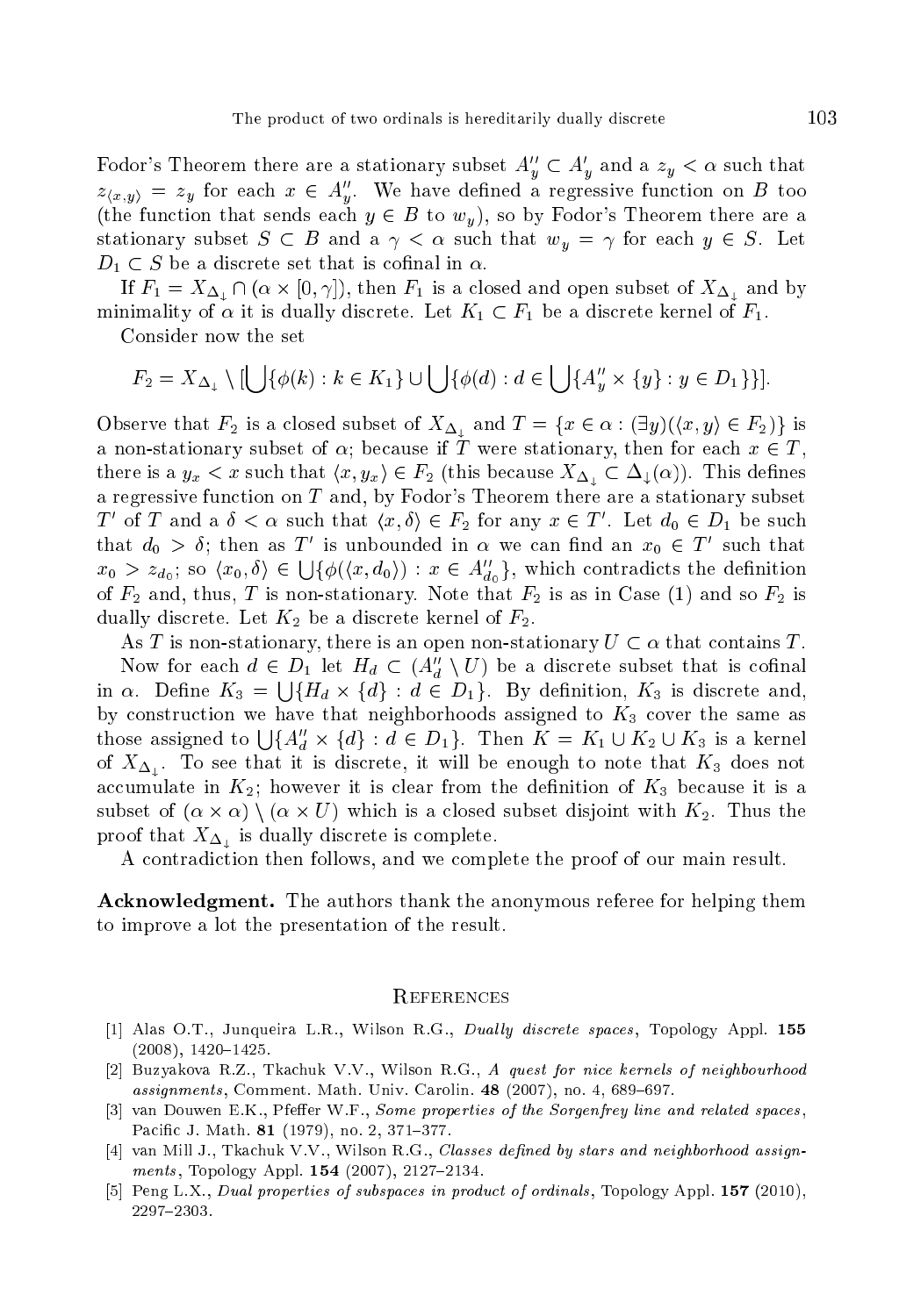Fodor's Theorem there are a stationary subset $A''_y \subset A'_y$ and a $z_y < \alpha$ such that $z_{\langle x,y\rangle} = z_y$ for each $x \in A''_y$. We have defined a regressive function on $B$ too (the function that sends each $y \in B$ to $w_y$), so by Fodor's Theorem there are a stationary subset $S \subset B$ and a $\gamma < \alpha$ such that $w_y = \gamma$ for each $y \in S$. Let $D_1 \subset S$ be a discrete set that is cofinal in $\alpha$.

If $F_1 = X_{\Delta_\downarrow} \cap (\alpha \times [0,\gamma])$, then $F_1$ is a closed and open subset of $X_{\Delta_\downarrow}$ and by minimality of $\alpha$ it is dually discrete. Let $K_1 \subset F_1$ be a discrete kernel of $F_1$.

Consider now the set

$$F_2 = X_{\Delta_\downarrow} \setminus [\bigcup\{\phi(k) : k \in K_1\} \cup \bigcup\{\phi(d) : d \in \bigcup\{A''_y \times \{y\} : y \in D_1\}\}].$$

Observe that $F_2$ is a closed subset of $X_{\Delta_\downarrow}$ and $T = \{x \in \alpha : (\exists y)(\langle x,y\rangle \in F_2)\}$ is a non-stationary subset of $\alpha$; because if $T$ were stationary, then for each $x \in T$, there is a $y_x < x$ such that $\langle x, y_x\rangle \in F_2$ (this because $X_{\Delta_\downarrow} \subset \Delta_\downarrow(\alpha)$). This defines a regressive function on $T$ and, by Fodor's Theorem there are a stationary subset $T'$ of $T$ and a $\delta < \alpha$ such that $\langle x, \delta\rangle \in F_2$ for any $x \in T'$. Let $d_0 \in D_1$ be such that $d_0 > \delta$; then as $T'$ is unbounded in $\alpha$ we can find an $x_0 \in T'$ such that $x_0 > z_{d_0}$; so $\langle x_0, \delta\rangle \in \bigcup\{\phi(\langle x, d_0\rangle) : x \in A''_{d_0}\}$, which contradicts the definition of $F_2$ and, thus, $T$ is non-stationary. Note that $F_2$ is as in Case (1) and so $F_2$ is dually discrete. Let $K_2$ be a discrete kernel of $F_2$.

As $T$ is non-stationary, there is an open non-stationary $U \subset \alpha$ that contains $T$.

Now for each $d \in D_1$ let $H_d \subset (A''_d \setminus U)$ be a discrete subset that is cofinal in $\alpha$. Define $K_3 = \bigcup\{H_d \times \{d\} : d \in D_1\}$. By definition, $K_3$ is discrete and, by construction we have that neighborhoods assigned to $K_3$ cover the same as those assigned to $\bigcup\{A''_d \times \{d\} : d \in D_1\}$. Then $K = K_1 \cup K_2 \cup K_3$ is a kernel of $X_{\Delta_\downarrow}$. To see that it is discrete, it will be enough to note that $K_3$ does not accumulate in $K_2$; however it is clear from the definition of $K_3$ because it is a subset of $(\alpha \times \alpha) \setminus (\alpha \times U)$ which is a closed subset disjoint with $K_2$. Thus the proof that $X_{\Delta_\downarrow}$ is dually discrete is complete.

A contradiction then follows, and we complete the proof of our main result.

**Acknowledgment.** The authors thank the anonymous referee for helping them to improve a lot the presentation of the result.

## References

[1] Alas O.T., Junqueira L.R., Wilson R.G., *Dually discrete spaces*, Topology Appl. **155** (2008), 1420–1425.

[2] Buzyakova R.Z., Tkachuk V.V., Wilson R.G., *A quest for nice kernels of neighbourhood assignments*, Comment. Math. Univ. Carolin. **48** (2007), no. 4, 689–697.

[3] van Douwen E.K., Pfeffer W.F., *Some properties of the Sorgenfrey line and related spaces*, Pacific J. Math. **81** (1979), no. 2, 371–377.

[4] van Mill J., Tkachuk V.V., Wilson R.G., *Classes defined by stars and neighborhood assignments*, Topology Appl. **154** (2007), 2127–2134.

[5] Peng L.X., *Dual properties of subspaces in product of ordinals*, Topology Appl. **157** (2010), 2297–2303.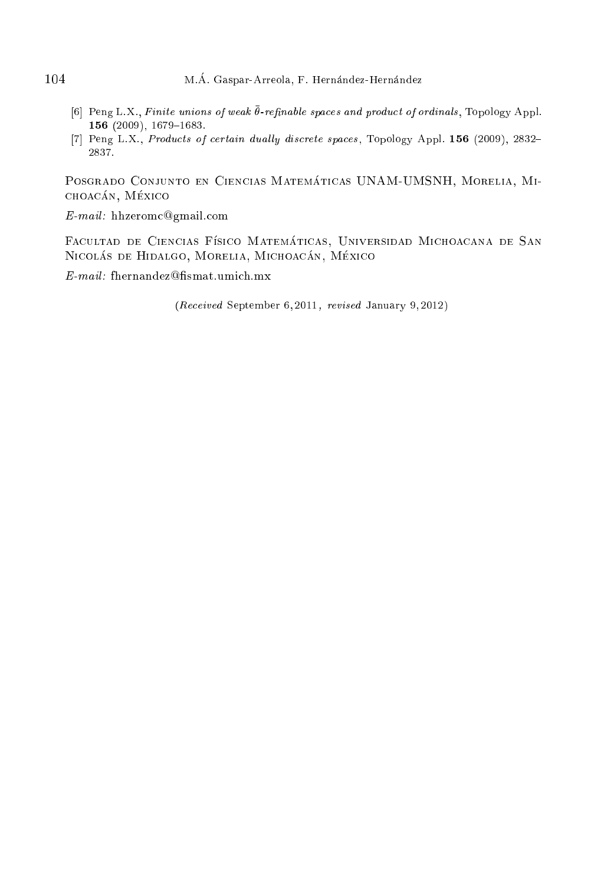[6] Peng L.X., *Finite unions of weak $\bar{\theta}$-refinable spaces and product of ordinals*, Topology Appl. **156** (2009), 1679–1683.

[7] Peng L.X., *Products of certain dually discrete spaces*, Topology Appl. **156** (2009), 2832–2837.

Posgrado Conjunto en Ciencias Matemáticas UNAM-UMSNH, Morelia, Michoacán, México

*E-mail:* hhzeromc@gmail.com

Facultad de Ciencias Físico Matemáticas, Universidad Michoacana de San Nicolás de Hidalgo, Morelia, Michoacán, México

*E-mail:* fhernandez@fismat.umich.mx

(*Received* September 6, 2011, *revised* January 9, 2012)